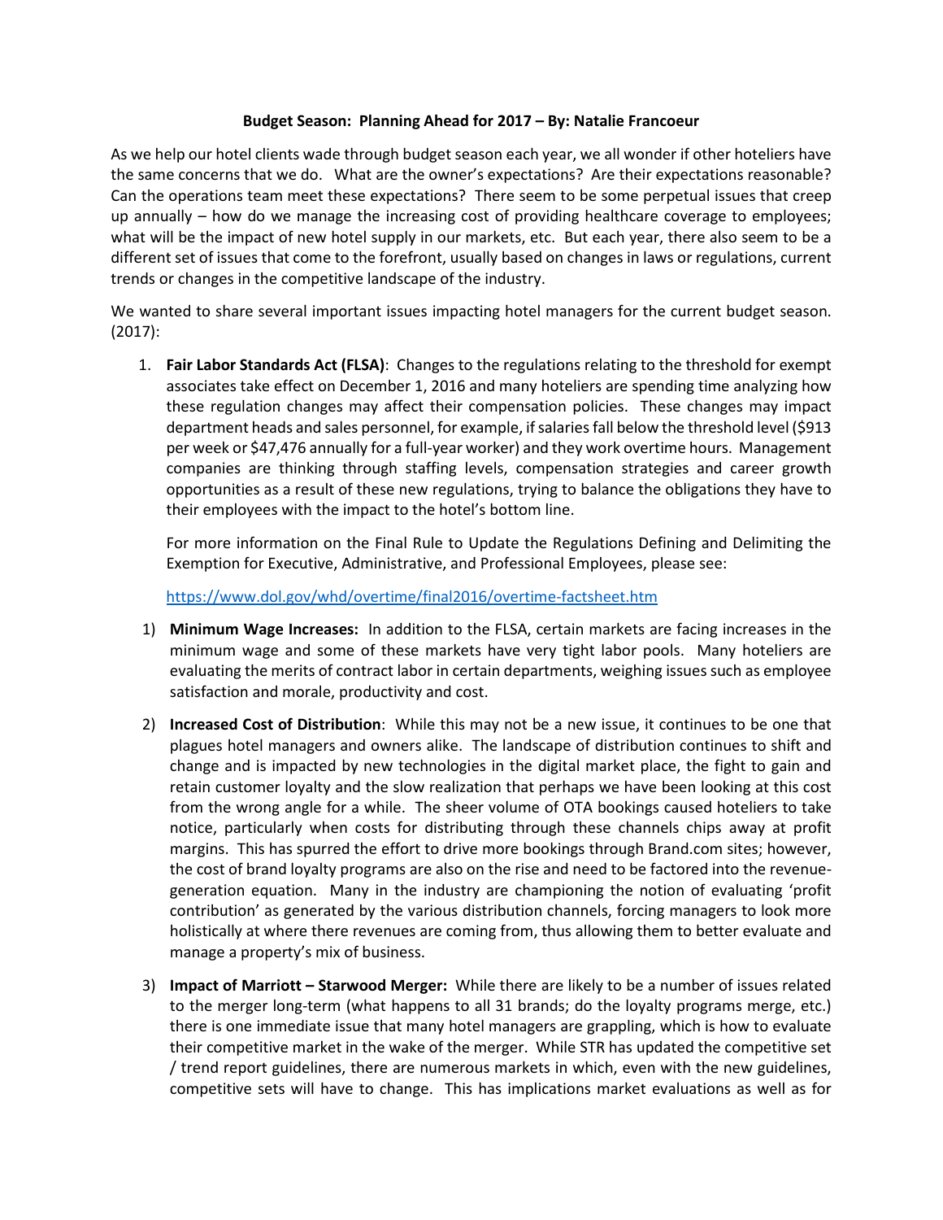**Budget Season: Planning Ahead for 2017 – By: Natalie Francoeur**

As we help our hotel clients wade through budget season each year, we all wonder if other hoteliers have the same concerns that we do. What are the owner's expectations? Are their expectations reasonable? Can the operations team meet these expectations? There seem to be some perpetual issues that creep up annually – how do we manage the increasing cost of providing healthcare coverage to employees; what will be the impact of new hotel supply in our markets, etc. But each year, there also seem to be a different set of issues that come to the forefront, usually based on changes in laws or regulations, current trends or changes in the competitive landscape of the industry.

We wanted to share several important issues impacting hotel managers for the current budget season. (2017):

1. **Fair Labor Standards Act (FLSA)**: Changes to the regulations relating to the threshold for exempt associates take effect on December 1, 2016 and many hoteliers are spending time analyzing how these regulation changes may affect their compensation policies. These changes may impact department heads and sales personnel, for example, if salaries fall below the threshold level ($913 per week or $47,476 annually for a full-year worker) and they work overtime hours. Management companies are thinking through staffing levels, compensation strategies and career growth opportunities as a result of these new regulations, trying to balance the obligations they have to their employees with the impact to the hotel's bottom line.

   For more information on the Final Rule to Update the Regulations Defining and Delimiting the Exemption for Executive, Administrative, and Professional Employees, please see:

   https://www.dol.gov/whd/overtime/final2016/overtime-factsheet.htm

1) **Minimum Wage Increases:** In addition to the FLSA, certain markets are facing increases in the minimum wage and some of these markets have very tight labor pools. Many hoteliers are evaluating the merits of contract labor in certain departments, weighing issues such as employee satisfaction and morale, productivity and cost.

2) **Increased Cost of Distribution**: While this may not be a new issue, it continues to be one that plagues hotel managers and owners alike. The landscape of distribution continues to shift and change and is impacted by new technologies in the digital market place, the fight to gain and retain customer loyalty and the slow realization that perhaps we have been looking at this cost from the wrong angle for a while. The sheer volume of OTA bookings caused hoteliers to take notice, particularly when costs for distributing through these channels chips away at profit margins. This has spurred the effort to drive more bookings through Brand.com sites; however, the cost of brand loyalty programs are also on the rise and need to be factored into the revenue-generation equation. Many in the industry are championing the notion of evaluating 'profit contribution' as generated by the various distribution channels, forcing managers to look more holistically at where there revenues are coming from, thus allowing them to better evaluate and manage a property's mix of business.

3) **Impact of Marriott – Starwood Merger:** While there are likely to be a number of issues related to the merger long-term (what happens to all 31 brands; do the loyalty programs merge, etc.) there is one immediate issue that many hotel managers are grappling, which is how to evaluate their competitive market in the wake of the merger. While STR has updated the competitive set / trend report guidelines, there are numerous markets in which, even with the new guidelines, competitive sets will have to change. This has implications market evaluations as well as for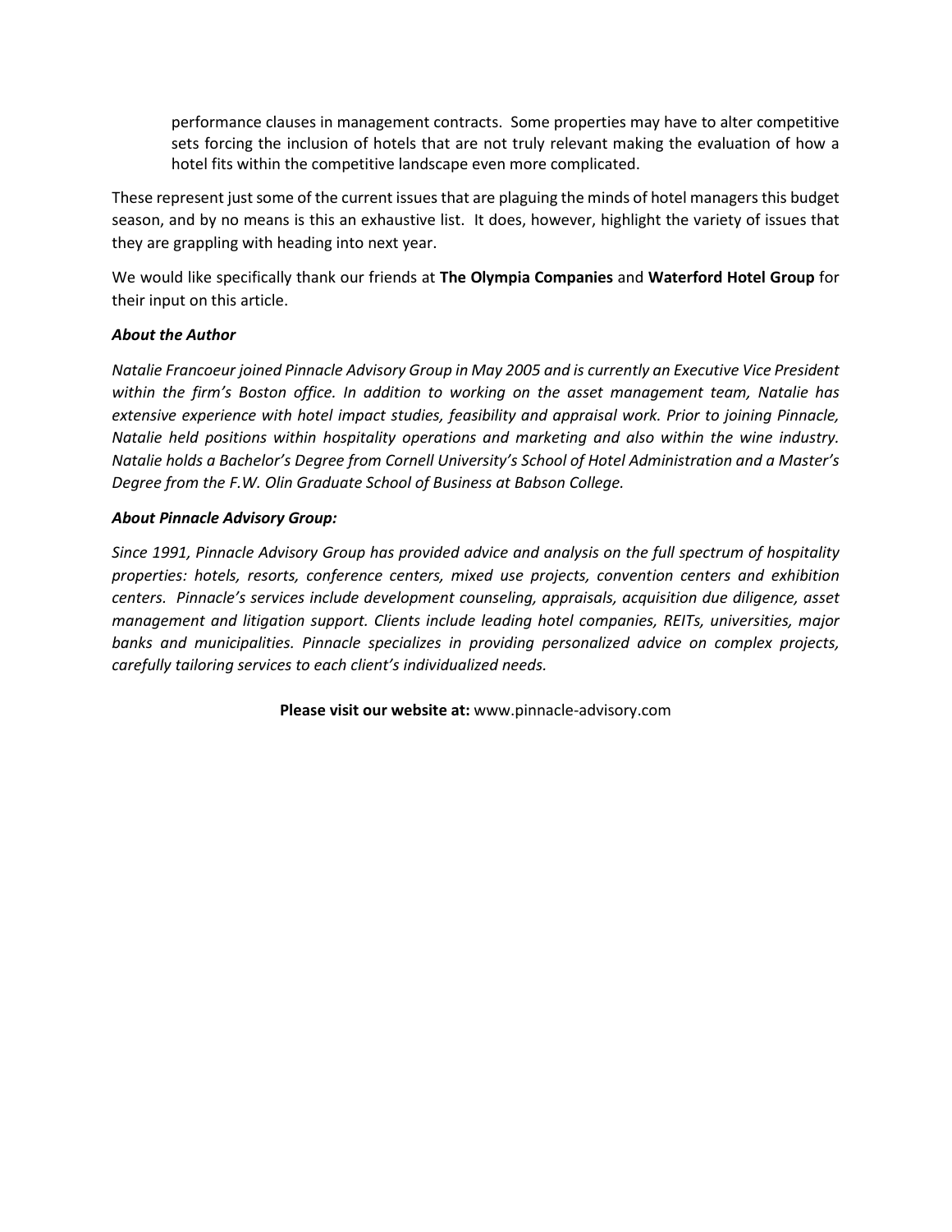performance clauses in management contracts. Some properties may have to alter competitive sets forcing the inclusion of hotels that are not truly relevant making the evaluation of how a hotel fits within the competitive landscape even more complicated.

These represent just some of the current issues that are plaguing the minds of hotel managers this budget season, and by no means is this an exhaustive list. It does, however, highlight the variety of issues that they are grappling with heading into next year.

We would like specifically thank our friends at **The Olympia Companies** and **Waterford Hotel Group** for their input on this article.

***About the Author***

*Natalie Francoeur joined Pinnacle Advisory Group in May 2005 and is currently an Executive Vice President within the firm's Boston office. In addition to working on the asset management team, Natalie has extensive experience with hotel impact studies, feasibility and appraisal work. Prior to joining Pinnacle, Natalie held positions within hospitality operations and marketing and also within the wine industry. Natalie holds a Bachelor's Degree from Cornell University's School of Hotel Administration and a Master's Degree from the F.W. Olin Graduate School of Business at Babson College.*

***About Pinnacle Advisory Group:***

*Since 1991, Pinnacle Advisory Group has provided advice and analysis on the full spectrum of hospitality properties: hotels, resorts, conference centers, mixed use projects, convention centers and exhibition centers. Pinnacle's services include development counseling, appraisals, acquisition due diligence, asset management and litigation support. Clients include leading hotel companies, REITs, universities, major banks and municipalities. Pinnacle specializes in providing personalized advice on complex projects, carefully tailoring services to each client's individualized needs.*

**Please visit our website at:** www.pinnacle-advisory.com